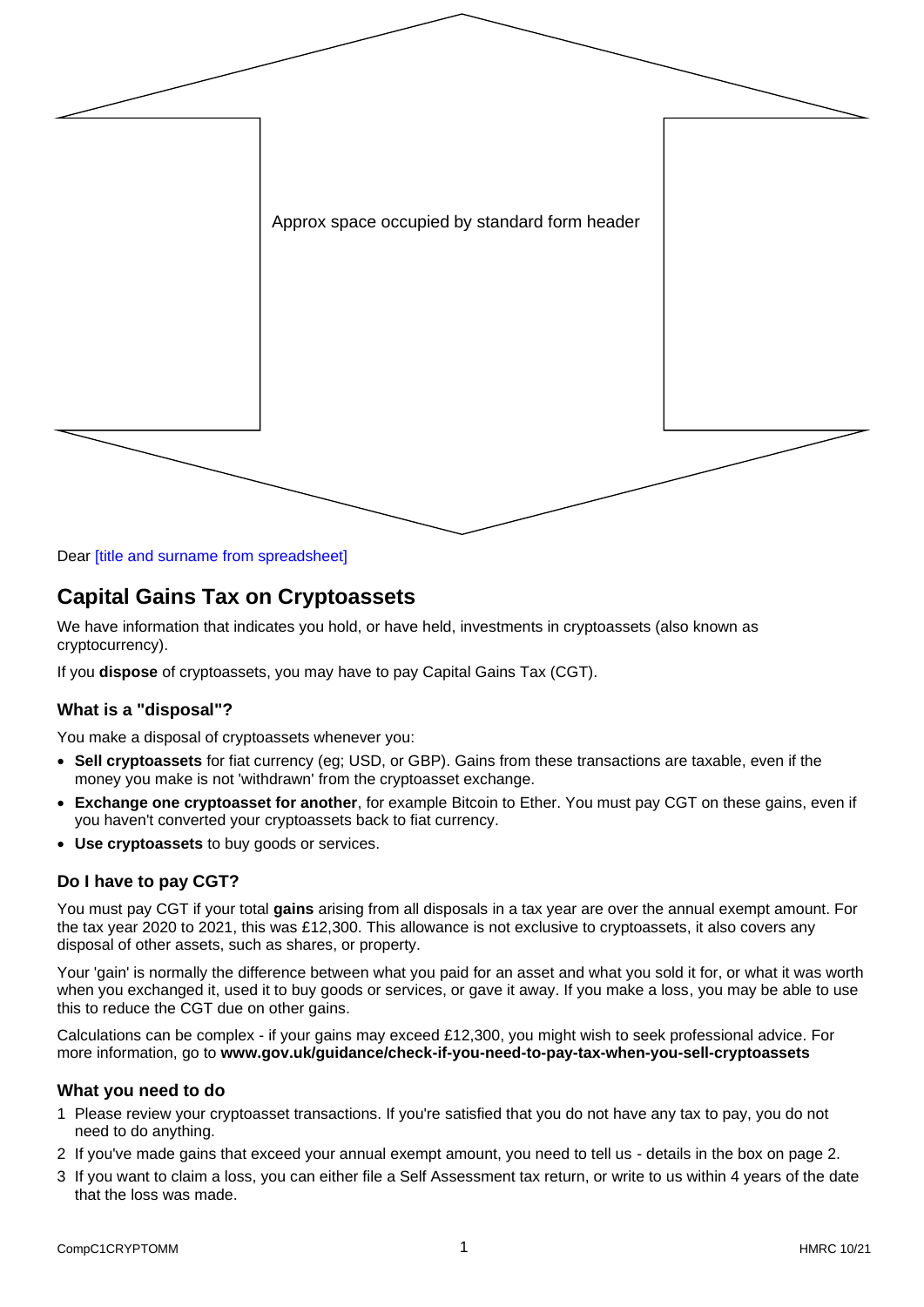Approx space occupied by standard form header

Dear [title and surname from spreadsheet]

# Capital Gains Tax on Cryptoassets

We have information that indicates you hold, or have held, investments in cryptoassets (also known as cryptocurrency).

If you **dispose** of cryptoassets, you may have to pay Capital Gains Tax (CGT).

## What is a "disposal"?

You make a disposal of cryptoassets whenever you:

- **Sell cryptoassets** for fiat currency (eg; USD, or GBP). Gains from these transactions are taxable, even if the money you make is not 'withdrawn' from the cryptoasset exchange.
- **Exchange one cryptoasset for another**, for example Bitcoin to Ether. You must pay CGT on these gains, even if you haven't converted your cryptoassets back to fiat currency.
- **Use cryptoassets** to buy goods or services.

## Do I have to pay CGT?

You must pay CGT if your total **gains** arising from all disposals in a tax year are over the annual exempt amount. For the tax year 2020 to 2021, this was £12,300. This allowance is not exclusive to cryptoassets, it also covers any disposal of other assets, such as shares, or property.

Your 'gain' is normally the difference between what you paid for an asset and what you sold it for, or what it was worth when you exchanged it, used it to buy goods or services, or gave it away. If you make a loss, you may be able to use this to reduce the CGT due on other gains.

Calculations can be complex - if your gains may exceed £12,300, you might wish to seek professional advice. For more information, go to **www.gov.uk/guidance/check-if-you-need-to-pay-tax-when-you-sell-cryptoassets**

## What you need to do

1. Please review your cryptoasset transactions. If you're satisfied that you do not have any tax to pay, you do not need to do anything.
2. If you've made gains that exceed your annual exempt amount, you need to tell us - details in the box on page 2.
3. If you want to claim a loss, you can either file a Self Assessment tax return, or write to us within 4 years of the date that the loss was made.

CompC1CRYPTOMM HMRC 10/21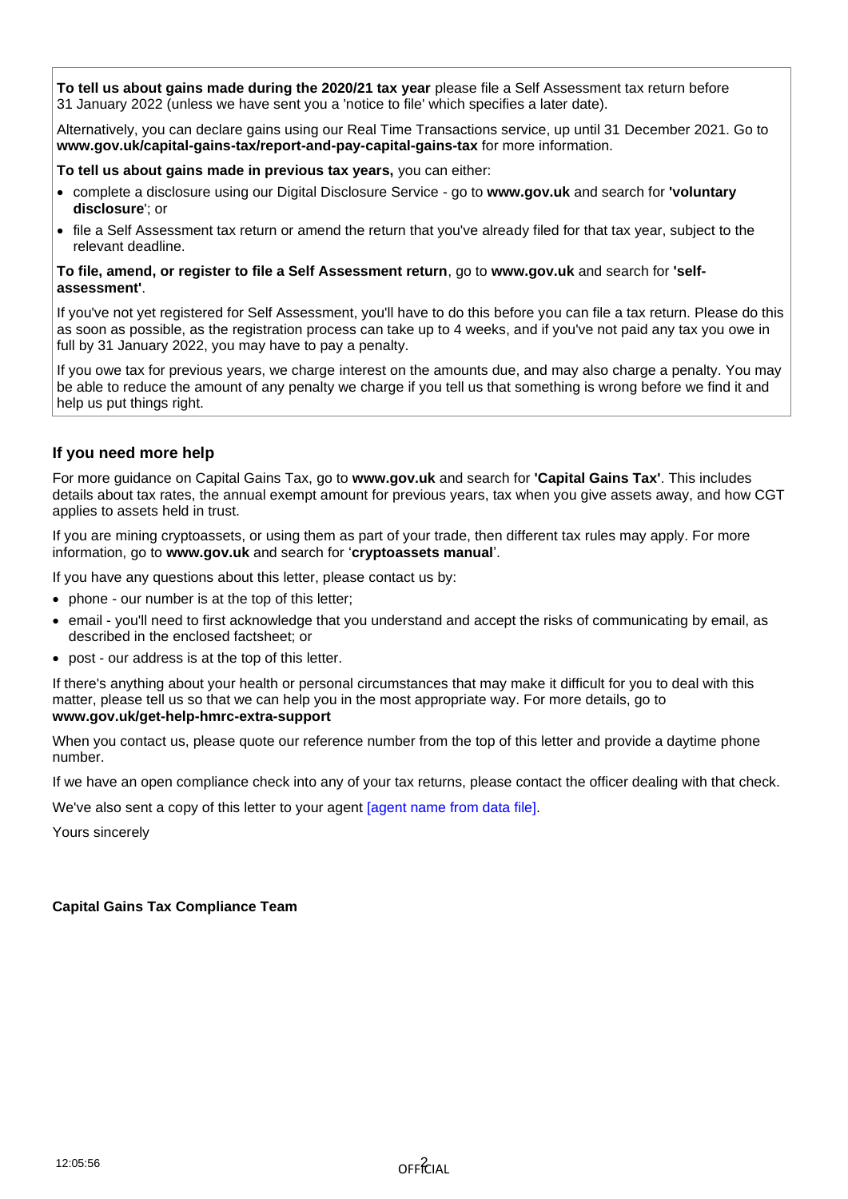**To tell us about gains made during the 2020/21 tax year** please file a Self Assessment tax return before 31 January 2022 (unless we have sent you a 'notice to file' which specifies a later date).

Alternatively, you can declare gains using our Real Time Transactions service, up until 31 December 2021. Go to **www.gov.uk/capital-gains-tax/report-and-pay-capital-gains-tax** for more information.

**To tell us about gains made in previous tax years,** you can either:

- complete a disclosure using our Digital Disclosure Service - go to **www.gov.uk** and search for **'voluntary disclosure**'; or
- file a Self Assessment tax return or amend the return that you've already filed for that tax year, subject to the relevant deadline.

**To file, amend, or register to file a Self Assessment return**, go to **www.gov.uk** and search for **'self-assessment'**.

If you've not yet registered for Self Assessment, you'll have to do this before you can file a tax return. Please do this as soon as possible, as the registration process can take up to 4 weeks, and if you've not paid any tax you owe in full by 31 January 2022, you may have to pay a penalty.

If you owe tax for previous years, we charge interest on the amounts due, and may also charge a penalty. You may be able to reduce the amount of any penalty we charge if you tell us that something is wrong before we find it and help us put things right.

## If you need more help

For more guidance on Capital Gains Tax, go to **www.gov.uk** and search for **'Capital Gains Tax'**. This includes details about tax rates, the annual exempt amount for previous years, tax when you give assets away, and how CGT applies to assets held in trust.

If you are mining cryptoassets, or using them as part of your trade, then different tax rules may apply. For more information, go to **www.gov.uk** and search for '**cryptoassets manual**'.

If you have any questions about this letter, please contact us by:

- phone - our number is at the top of this letter;
- email - you'll need to first acknowledge that you understand and accept the risks of communicating by email, as described in the enclosed factsheet; or
- post - our address is at the top of this letter.

If there's anything about your health or personal circumstances that may make it difficult for you to deal with this matter, please tell us so that we can help you in the most appropriate way. For more details, go to **www.gov.uk/get-help-hmrc-extra-support**

When you contact us, please quote our reference number from the top of this letter and provide a daytime phone number.

If we have an open compliance check into any of your tax returns, please contact the officer dealing with that check.

We've also sent a copy of this letter to your agent [agent name from data file].

Yours sincerely

**Capital Gains Tax Compliance Team**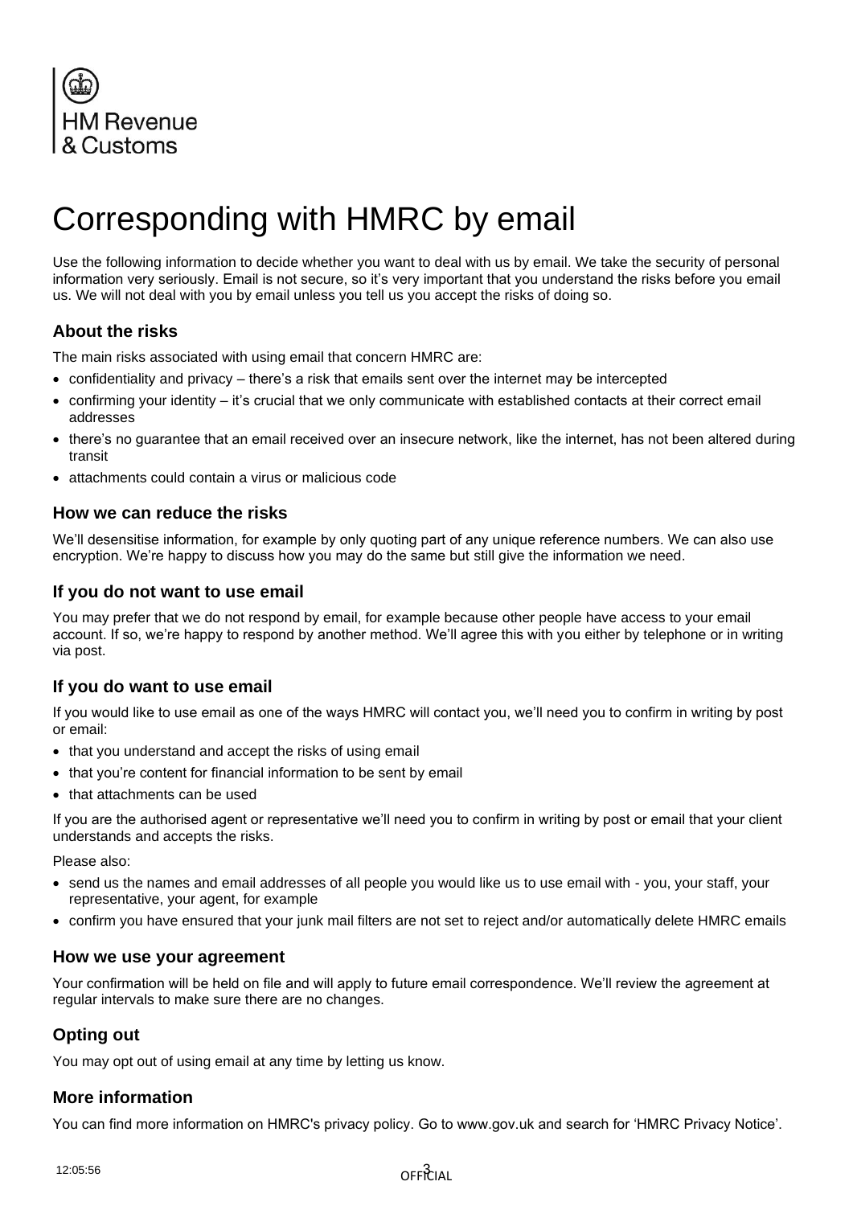HM Revenue
& Customs

# Corresponding with HMRC by email

Use the following information to decide whether you want to deal with us by email. We take the security of personal information very seriously. Email is not secure, so it's very important that you understand the risks before you email us. We will not deal with you by email unless you tell us you accept the risks of doing so.

## About the risks

The main risks associated with using email that concern HMRC are:

- confidentiality and privacy – there's a risk that emails sent over the internet may be intercepted
- confirming your identity – it's crucial that we only communicate with established contacts at their correct email addresses
- there's no guarantee that an email received over an insecure network, like the internet, has not been altered during transit
- attachments could contain a virus or malicious code

## How we can reduce the risks

We'll desensitise information, for example by only quoting part of any unique reference numbers. We can also use encryption. We're happy to discuss how you may do the same but still give the information we need.

## If you do not want to use email

You may prefer that we do not respond by email, for example because other people have access to your email account. If so, we're happy to respond by another method. We'll agree this with you either by telephone or in writing via post.

## If you do want to use email

If you would like to use email as one of the ways HMRC will contact you, we'll need you to confirm in writing by post or email:

- that you understand and accept the risks of using email
- that you're content for financial information to be sent by email
- that attachments can be used

If you are the authorised agent or representative we'll need you to confirm in writing by post or email that your client understands and accepts the risks.

Please also:

- send us the names and email addresses of all people you would like us to use email with - you, your staff, your representative, your agent, for example
- confirm you have ensured that your junk mail filters are not set to reject and/or automatically delete HMRC emails

## How we use your agreement

Your confirmation will be held on file and will apply to future email correspondence. We'll review the agreement at regular intervals to make sure there are no changes.

## Opting out

You may opt out of using email at any time by letting us know.

## More information

You can find more information on HMRC's privacy policy. Go to www.gov.uk and search for 'HMRC Privacy Notice'.